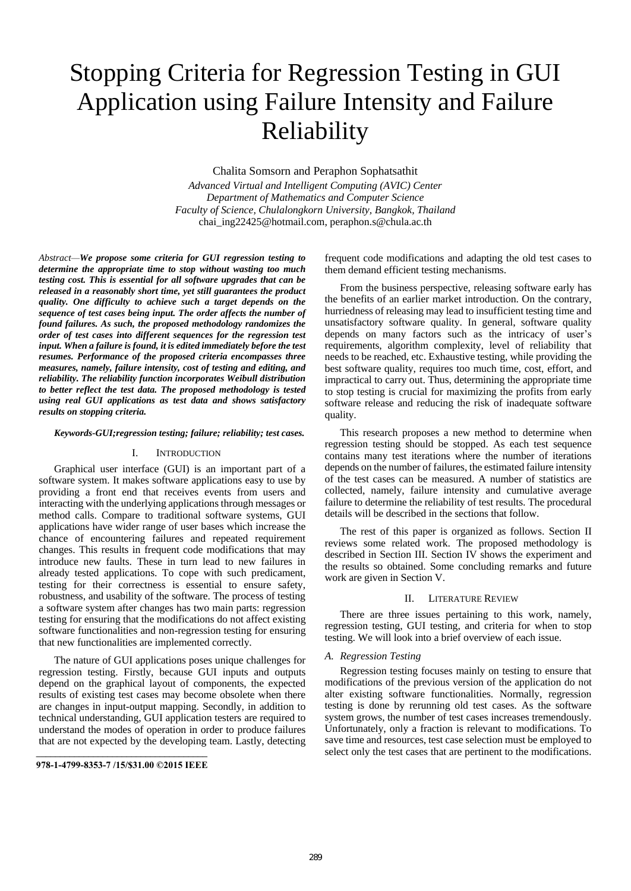# Stopping Criteria for Regression Testing in GUI Application using Failure Intensity and Failure Reliability

Chalita Somsorn and Peraphon Sophatsathit

*Advanced Virtual and Intelligent Computing (AVIC) Center*
*Department of Mathematics and Computer Science*
*Faculty of Science, Chulalongkorn University, Bangkok, Thailand*
chai_ing22425@hotmail.com, peraphon.s@chula.ac.th

*Abstract*—***We propose some criteria for GUI regression testing to determine the appropriate time to stop without wasting too much testing cost. This is essential for all software upgrades that can be released in a reasonably short time, yet still guarantees the product quality. One difficulty to achieve such a target depends on the sequence of test cases being input. The order affects the number of found failures. As such, the proposed methodology randomizes the order of test cases into different sequences for the regression test input. When a failure is found, it is edited immediately before the test resumes. Performance of the proposed criteria encompasses three measures, namely, failure intensity, cost of testing and editing, and reliability. The reliability function incorporates Weibull distribution to better reflect the test data. The proposed methodology is tested using real GUI applications as test data and shows satisfactory results on stopping criteria.***

***Keywords-GUI;regression testing; failure; reliability; test cases.***

## I. Introduction

Graphical user interface (GUI) is an important part of a software system. It makes software applications easy to use by providing a front end that receives events from users and interacting with the underlying applications through messages or method calls. Compare to traditional software systems, GUI applications have wider range of user bases which increase the chance of encountering failures and repeated requirement changes. This results in frequent code modifications that may introduce new faults. These in turn lead to new failures in already tested applications. To cope with such predicament, testing for their correctness is essential to ensure safety, robustness, and usability of the software. The process of testing a software system after changes has two main parts: regression testing for ensuring that the modifications do not affect existing software functionalities and non-regression testing for ensuring that new functionalities are implemented correctly.

The nature of GUI applications poses unique challenges for regression testing. Firstly, because GUI inputs and outputs depend on the graphical layout of components, the expected results of existing test cases may become obsolete when there are changes in input-output mapping. Secondly, in addition to technical understanding, GUI application testers are required to understand the modes of operation in order to produce failures that are not expected by the developing team. Lastly, detecting frequent code modifications and adapting the old test cases to them demand efficient testing mechanisms.

From the business perspective, releasing software early has the benefits of an earlier market introduction. On the contrary, hurriedness of releasing may lead to insufficient testing time and unsatisfactory software quality. In general, software quality depends on many factors such as the intricacy of user's requirements, algorithm complexity, level of reliability that needs to be reached, etc. Exhaustive testing, while providing the best software quality, requires too much time, cost, effort, and impractical to carry out. Thus, determining the appropriate time to stop testing is crucial for maximizing the profits from early software release and reducing the risk of inadequate software quality.

This research proposes a new method to determine when regression testing should be stopped. As each test sequence contains many test iterations where the number of iterations depends on the number of failures, the estimated failure intensity of the test cases can be measured. A number of statistics are collected, namely, failure intensity and cumulative average failure to determine the reliability of test results. The procedural details will be described in the sections that follow.

The rest of this paper is organized as follows. Section II reviews some related work. The proposed methodology is described in Section III. Section IV shows the experiment and the results so obtained. Some concluding remarks and future work are given in Section V.

## II. Literature Review

There are three issues pertaining to this work, namely, regression testing, GUI testing, and criteria for when to stop testing. We will look into a brief overview of each issue.

### *A. Regression Testing*

Regression testing focuses mainly on testing to ensure that modifications of the previous version of the application do not alter existing software functionalities. Normally, regression testing is done by rerunning old test cases. As the software system grows, the number of test cases increases tremendously. Unfortunately, only a fraction is relevant to modifications. To save time and resources, test case selection must be employed to select only the test cases that are pertinent to the modifications.

**978-1-4799-8353-7 /15/$31.00 ©2015 IEEE**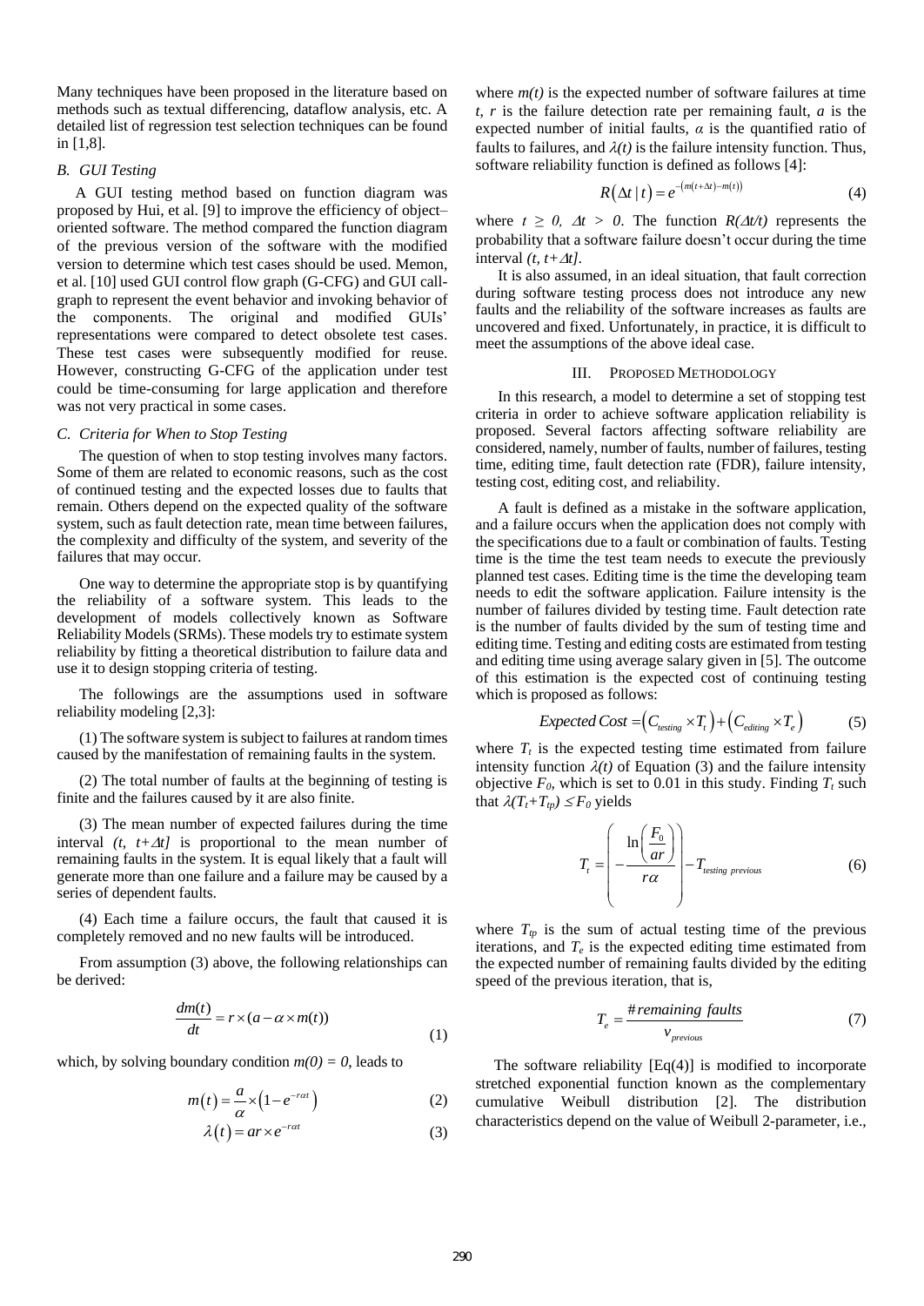Many techniques have been proposed in the literature based on methods such as textual differencing, dataflow analysis, etc. A detailed list of regression test selection techniques can be found in [1,8].

### *B. GUI Testing*

A GUI testing method based on function diagram was proposed by Hui, et al. [9] to improve the efficiency of object–oriented software. The method compared the function diagram of the previous version of the software with the modified version to determine which test cases should be used. Memon, et al. [10] used GUI control flow graph (G-CFG) and GUI call-graph to represent the event behavior and invoking behavior of the components. The original and modified GUIs' representations were compared to detect obsolete test cases. These test cases were subsequently modified for reuse. However, constructing G-CFG of the application under test could be time-consuming for large application and therefore was not very practical in some cases.

### *C. Criteria for When to Stop Testing*

The question of when to stop testing involves many factors. Some of them are related to economic reasons, such as the cost of continued testing and the expected losses due to faults that remain. Others depend on the expected quality of the software system, such as fault detection rate, mean time between failures, the complexity and difficulty of the system, and severity of the failures that may occur.

One way to determine the appropriate stop is by quantifying the reliability of a software system. This leads to the development of models collectively known as Software Reliability Models (SRMs). These models try to estimate system reliability by fitting a theoretical distribution to failure data and use it to design stopping criteria of testing.

The followings are the assumptions used in software reliability modeling [2,3]:

(1) The software system is subject to failures at random times caused by the manifestation of remaining faults in the system.

(2) The total number of faults at the beginning of testing is finite and the failures caused by it are also finite.

(3) The mean number of expected failures during the time interval $(t, t+\Delta t]$ is proportional to the mean number of remaining faults in the system. It is equal likely that a fault will generate more than one failure and a failure may be caused by a series of dependent faults.

(4) Each time a failure occurs, the fault that caused it is completely removed and no new faults will be introduced.

From assumption (3) above, the following relationships can be derived:

$$\frac{dm(t)}{dt} = r \times (a - \alpha \times m(t)) \tag{1}$$

which, by solving boundary condition $m(0) = 0$, leads to

$$m(t) = \frac{a}{\alpha} \times \left(1 - e^{-r\alpha t}\right) \tag{2}$$

$$\lambda(t) = ar \times e^{-r\alpha t} \tag{3}$$

where $m(t)$ is the expected number of software failures at time $t$, $r$ is the failure detection rate per remaining fault, $a$ is the expected number of initial faults, $\alpha$ is the quantified ratio of faults to failures, and $\lambda(t)$ is the failure intensity function. Thus, software reliability function is defined as follows [4]:

$$R(\Delta t \mid t) = e^{-\left(m(t+\Delta t) - m(t)\right)} \tag{4}$$

where $t \geq 0$, $\Delta t > 0$. The function $R(\Delta t/t)$ represents the probability that a software failure doesn't occur during the time interval $(t, t+\Delta t]$.

It is also assumed, in an ideal situation, that fault correction during software testing process does not introduce any new faults and the reliability of the software increases as faults are uncovered and fixed. Unfortunately, in practice, it is difficult to meet the assumptions of the above ideal case.

## III. Proposed Methodology

In this research, a model to determine a set of stopping test criteria in order to achieve software application reliability is proposed. Several factors affecting software reliability are considered, namely, number of faults, number of failures, testing time, editing time, fault detection rate (FDR), failure intensity, testing cost, editing cost, and reliability.

A fault is defined as a mistake in the software application, and a failure occurs when the application does not comply with the specifications due to a fault or combination of faults. Testing time is the time the test team needs to execute the previously planned test cases. Editing time is the time the developing team needs to edit the software application. Failure intensity is the number of failures divided by testing time. Fault detection rate is the number of faults divided by the sum of testing time and editing time. Testing and editing costs are estimated from testing and editing time using average salary given in [5]. The outcome of this estimation is the expected cost of continuing testing which is proposed as follows:

$$Expected\ Cost = \left(C_{testing} \times T_t\right) + \left(C_{editing} \times T_e\right) \tag{5}$$

where $T_t$ is the expected testing time estimated from failure intensity function $\lambda(t)$ of Equation (3) and the failure intensity objective $F_0$, which is set to 0.01 in this study. Finding $T_t$ such that $\lambda(T_t+T_{tp}) \leq F_0$ yields

$$T_t = \left( -\frac{\ln\left(\dfrac{F_0}{ar}\right)}{r\alpha} \right) - T_{testing\ previous} \tag{6}$$

where $T_{tp}$ is the sum of actual testing time of the previous iterations, and $T_e$ is the expected editing time estimated from the expected number of remaining faults divided by the editing speed of the previous iteration, that is,

$$T_e = \frac{\#remaining\ faults}{v_{previous}} \tag{7}$$

The software reliability [Eq(4)] is modified to incorporate stretched exponential function known as the complementary cumulative Weibull distribution [2]. The distribution characteristics depend on the value of Weibull 2-parameter, i.e.,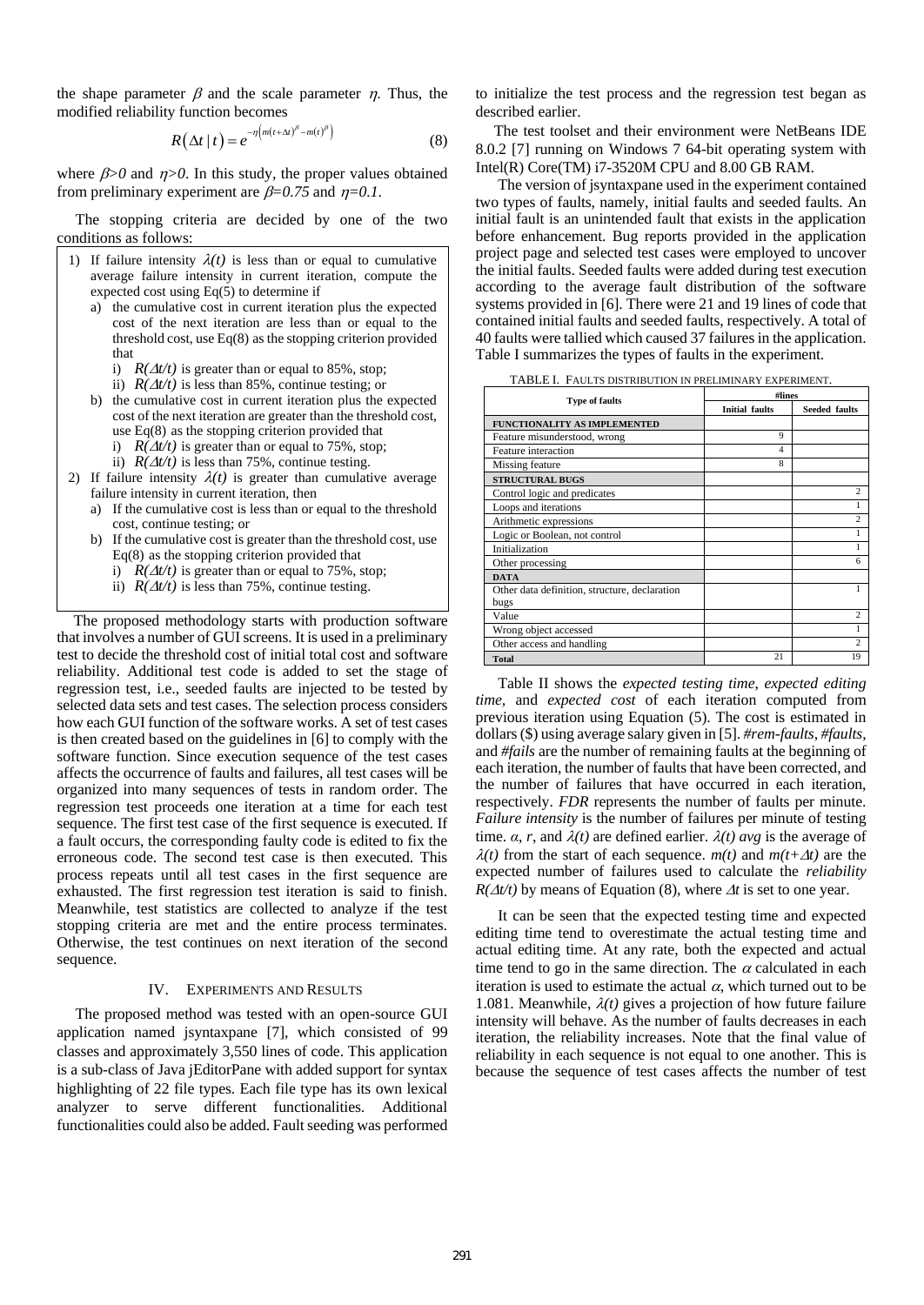the shape parameter $\beta$ and the scale parameter $\eta$. Thus, the modified reliability function becomes

$$R(\Delta t \mid t) = e^{-\eta\left(m(t+\Delta t)^{\beta} - m(t)^{\beta}\right)} \tag{8}$$

where $\beta > 0$ and $\eta > 0$. In this study, the proper values obtained from preliminary experiment are $\beta = 0.75$ and $\eta = 0.1$.

The stopping criteria are decided by one of the two conditions as follows:

1) If failure intensity $\lambda(t)$ is less than or equal to cumulative average failure intensity in current iteration, compute the expected cost using Eq(5) to determine if
   a) the cumulative cost in current iteration plus the expected cost of the next iteration are less than or equal to the threshold cost, use Eq(8) as the stopping criterion provided that
      i) $R(\Delta t/t)$ is greater than or equal to 85%, stop;
      ii) $R(\Delta t/t)$ is less than 85%, continue testing; or
   b) the cumulative cost in current iteration plus the expected cost of the next iteration are greater than the threshold cost, use Eq(8) as the stopping criterion provided that
      i) $R(\Delta t/t)$ is greater than or equal to 75%, stop;
      ii) $R(\Delta t/t)$ is less than 75%, continue testing.
2) If failure intensity $\lambda(t)$ is greater than cumulative average failure intensity in current iteration, then
   a) If the cumulative cost is less than or equal to the threshold cost, continue testing; or
   b) If the cumulative cost is greater than the threshold cost, use Eq(8) as the stopping criterion provided that
      i) $R(\Delta t/t)$ is greater than or equal to 75%, stop;
      ii) $R(\Delta t/t)$ is less than 75%, continue testing.

The proposed methodology starts with production software that involves a number of GUI screens. It is used in a preliminary test to decide the threshold cost of initial total cost and software reliability. Additional test code is added to set the stage of regression test, i.e., seeded faults are injected to be tested by selected data sets and test cases. The selection process considers how each GUI function of the software works. A set of test cases is then created based on the guidelines in [6] to comply with the software function. Since execution sequence of the test cases affects the occurrence of faults and failures, all test cases will be organized into many sequences of tests in random order. The regression test proceeds one iteration at a time for each test sequence. The first test case of the first sequence is executed. If a fault occurs, the corresponding faulty code is edited to fix the erroneous code. The second test case is then executed. This process repeats until all test cases in the first sequence are exhausted. The first regression test iteration is said to finish. Meanwhile, test statistics are collected to analyze if the test stopping criteria are met and the entire process terminates. Otherwise, the test continues on next iteration of the second sequence.

## IV. Experiments and Results

The proposed method was tested with an open-source GUI application named jsyntaxpane [7], which consisted of 99 classes and approximately 3,550 lines of code. This application is a sub-class of Java jEditorPane with added support for syntax highlighting of 22 file types. Each file type has its own lexical analyzer to serve different functionalities. Additional functionalities could also be added. Fault seeding was performed to initialize the test process and the regression test began as described earlier.

The test toolset and their environment were NetBeans IDE 8.0.2 [7] running on Windows 7 64-bit operating system with Intel(R) Core(TM) i7-3520M CPU and 8.00 GB RAM.

The version of jsyntaxpane used in the experiment contained two types of faults, namely, initial faults and seeded faults. An initial fault is an unintended fault that exists in the application before enhancement. Bug reports provided in the application project page and selected test cases were employed to uncover the initial faults. Seeded faults were added during test execution according to the average fault distribution of the software systems provided in [6]. There were 21 and 19 lines of code that contained initial faults and seeded faults, respectively. A total of 40 faults were tallied which caused 37 failures in the application. Table I summarizes the types of faults in the experiment.

TABLE I. Faults distribution in preliminary experiment.

| Type of faults | #lines | |
|---|---|---|
| | **Initial faults** | **Seeded faults** |
| **FUNCTIONALITY AS IMPLEMENTED** | | |
| Feature misunderstood, wrong | 9 | |
| Feature interaction | 4 | |
| Missing feature | 8 | |
| **STRUCTURAL BUGS** | | |
| Control logic and predicates | | 2 |
| Loops and iterations | | 1 |
| Arithmetic expressions | | 2 |
| Logic or Boolean, not control | | 1 |
| Initialization | | 1 |
| Other processing | | 6 |
| **DATA** | | |
| Other data definition, structure, declaration bugs | | 1 |
| Value | | 2 |
| Wrong object accessed | | 1 |
| Other access and handling | | 2 |
| **Total** | 21 | 19 |

Table II shows the *expected testing time, expected editing time,* and *expected cost* of each iteration computed from previous iteration using Equation (5). The cost is estimated in dollars ($) using average salary given in [5]. *#rem-faults, #faults,* and *#fails* are the number of remaining faults at the beginning of each iteration, the number of faults that have been corrected, and the number of failures that have occurred in each iteration, respectively. *FDR* represents the number of faults per minute. *Failure intensity* is the number of failures per minute of testing time. $\alpha$, $r$, and $\lambda(t)$ are defined earlier. $\lambda(t)$ *avg* is the average of $\lambda(t)$ from the start of each sequence. $m(t)$ and $m(t+\Delta t)$ are the expected number of failures used to calculate the *reliability* $R(\Delta t/t)$ by means of Equation (8), where $\Delta t$ is set to one year.

It can be seen that the expected testing time and expected editing time tend to overestimate the actual testing time and actual editing time. At any rate, both the expected and actual time tend to go in the same direction. The $\alpha$ calculated in each iteration is used to estimate the actual $\alpha$, which turned out to be 1.081. Meanwhile, $\lambda(t)$ gives a projection of how future failure intensity will behave. As the number of faults decreases in each iteration, the reliability increases. Note that the final value of reliability in each sequence is not equal to one another. This is because the sequence of test cases affects the number of test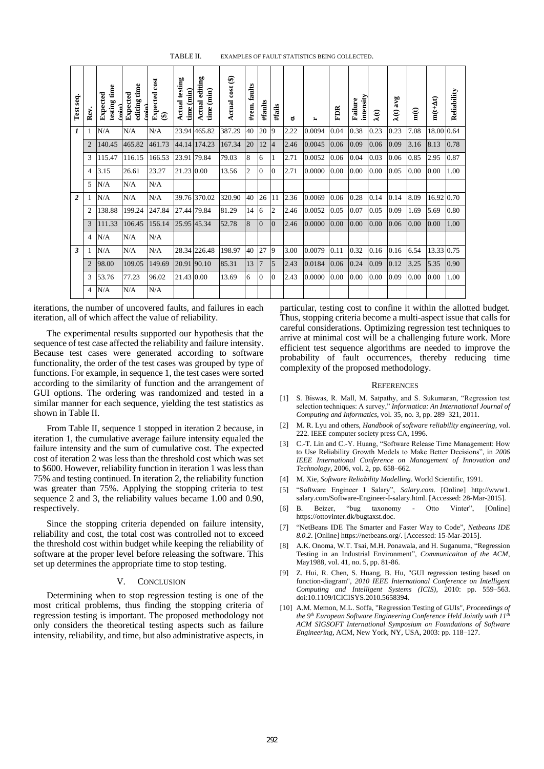TABLE II. EXAMPLES OF FAULT STATISTICS BEING COLLECTED.

| Test seq. | Rev. | Expected testing time (min) | Expected editing time (min) | Expected cost ($) | Actual testing time (min) | Actual editing time (min) | Actual cost ($) | #rem. faults | #faults | #fails | α | r | FDR | Failure intensity | λ(t) | λ(t) avg | m(t) | m(t+Δt) | Reliability |
|---|---|---|---|---|---|---|---|---|---|---|---|---|---|---|---|---|---|---|---|
| ***1*** | 1 | N/A | N/A | N/A | 23.94 | 465.82 | 387.29 | 40 | 20 | 9 | 2.22 | 0.0094 | 0.04 | 0.38 | 0.23 | 0.23 | 7.08 | 18.00 | 0.64 |
| | 2 | 140.45 | 465.82 | 461.73 | 44.14 | 174.23 | 167.34 | 20 | 12 | 4 | 2.46 | 0.0045 | 0.06 | 0.09 | 0.06 | 0.09 | 3.16 | 8.13 | 0.78 |
| | 3 | 115.47 | 116.15 | 166.53 | 23.91 | 79.84 | 79.03 | 8 | 6 | 1 | 2.71 | 0.0052 | 0.06 | 0.04 | 0.03 | 0.06 | 0.85 | 2.95 | 0.87 |
| | 4 | 3.15 | 26.61 | 23.27 | 21.23 | 0.00 | 13.56 | 2 | 0 | 0 | 2.71 | 0.0000 | 0.00 | 0.00 | 0.00 | 0.05 | 0.00 | 0.00 | 1.00 |
| | 5 | N/A | N/A | N/A | | | | | | | | | | | | | | | |
| ***2*** | 1 | N/A | N/A | N/A | 39.76 | 370.02 | 320.90 | 40 | 26 | 11 | 2.36 | 0.0069 | 0.06 | 0.28 | 0.14 | 0.14 | 8.09 | 16.92 | 0.70 |
| | 2 | 138.88 | 199.24 | 247.84 | 27.44 | 79.84 | 81.29 | 14 | 6 | 2 | 2.46 | 0.0052 | 0.05 | 0.07 | 0.05 | 0.09 | 1.69 | 5.69 | 0.80 |
| | 3 | 111.33 | 106.45 | 156.14 | 25.95 | 45.34 | 52.78 | 8 | 0 | 0 | 2.46 | 0.0000 | 0.00 | 0.00 | 0.00 | 0.06 | 0.00 | 0.00 | 1.00 |
| | 4 | N/A | N/A | N/A | | | | | | | | | | | | | | | |
| ***3*** | 1 | N/A | N/A | N/A | 28.34 | 226.48 | 198.97 | 40 | 27 | 9 | 3.00 | 0.0079 | 0.11 | 0.32 | 0.16 | 0.16 | 6.54 | 13.33 | 0.75 |
| | 2 | 98.00 | 109.05 | 149.69 | 20.91 | 90.10 | 85.31 | 13 | 7 | 5 | 2.43 | 0.0184 | 0.06 | 0.24 | 0.09 | 0.12 | 3.25 | 5.35 | 0.90 |
| | 3 | 53.76 | 77.23 | 96.02 | 21.43 | 0.00 | 13.69 | 6 | 0 | 0 | 2.43 | 0.0000 | 0.00 | 0.00 | 0.00 | 0.09 | 0.00 | 0.00 | 1.00 |
| | 4 | N/A | N/A | N/A | | | | | | | | | | | | | | | |

iterations, the number of uncovered faults, and failures in each iteration, all of which affect the value of reliability.

The experimental results supported our hypothesis that the sequence of test case affected the reliability and failure intensity. Because test cases were generated according to software functionality, the order of the test cases was grouped by type of functions. For example, in sequence 1, the test cases were sorted according to the similarity of function and the arrangement of GUI options. The ordering was randomized and tested in a similar manner for each sequence, yielding the test statistics as shown in Table II.

From Table II, sequence 1 stopped in iteration 2 because, in iteration 1, the cumulative average failure intensity equaled the failure intensity and the sum of cumulative cost. The expected cost of iteration 2 was less than the threshold cost which was set to $600. However, reliability function in iteration 1 was less than 75% and testing continued. In iteration 2, the reliability function was greater than 75%. Applying the stopping criteria to test sequence 2 and 3, the reliability values became 1.00 and 0.90, respectively.

Since the stopping criteria depended on failure intensity, reliability and cost, the total cost was controlled not to exceed the threshold cost within budget while keeping the reliability of software at the proper level before releasing the software. This set up determines the appropriate time to stop testing.

## V. CONCLUSION

Determining when to stop regression testing is one of the most critical problems, thus finding the stopping criteria of regression testing is important. The proposed methodology not only considers the theoretical testing aspects such as failure intensity, reliability, and time, but also administrative aspects, in particular, testing cost to confine it within the allotted budget. Thus, stopping criteria become a multi-aspect issue that calls for careful considerations. Optimizing regression test techniques to arrive at minimal cost will be a challenging future work. More efficient test sequence algorithms are needed to improve the probability of fault occurrences, thereby reducing time complexity of the proposed methodology.

## REFERENCES

[1] S. Biswas, R. Mall, M. Satpathy, and S. Sukumaran, "Regression test selection techniques: A survey," *Informatica: An International Journal of Computing and Informatics*, vol. 35, no. 3, pp. 289–321, 2011.

[2] M. R. Lyu and others, *Handbook of software reliability engineering*, vol. 222. IEEE computer society press CA, 1996.

[3] C.-T. Lin and C.-Y. Huang, "Software Release Time Management: How to Use Reliability Growth Models to Make Better Decisions", in *2006 IEEE International Conference on Management of Innovation and Technology*, 2006, vol. 2, pp. 658–662.

[4] M. Xie, *Software Reliability Modelling*. World Scientific, 1991.

[5] "Software Engineer I Salary", *Salary.com*. [Online] http://www1.salary.com/Software-Engineer-I-salary.html. [Accessed: 28-Mar-2015].

[6] B. Beizer, "bug taxonomy - Otto Vinter", [Online] https://ottovinter.dk/bugtaxst.doc.

[7] "NetBeans IDE The Smarter and Faster Way to Code", *Netbeans IDE 8.0.2*. [Online] https://netbeans.org/. [Accessed: 15-Mar-2015].

[8] A.K. Onoma, W.T. Tsai, M.H. Ponawala, and H. Suganuma, "Regression Testing in an Industrial Environment", *Communicaiton of the ACM*, May1988, vol. 41, no. 5, pp. 81-86.

[9] Z. Hui, R. Chen, S. Huang, B. Hu, "GUI regression testing based on function-diagram", *2010 IEEE International Conference on Intelligent Computing and Intelligent Systems (ICIS)*, 2010: pp. 559–563. doi:10.1109/ICICISYS.2010.5658394.

[10] A.M. Memon, M.L. Soffa, "Regression Testing of GUIs", *Proceedings of the 9th European Software Engineering Conference Held Jointly with 11th ACM SIGSOFT International Symposium on Foundations of Software Engineering*, ACM, New York, NY, USA, 2003: pp. 118–127.